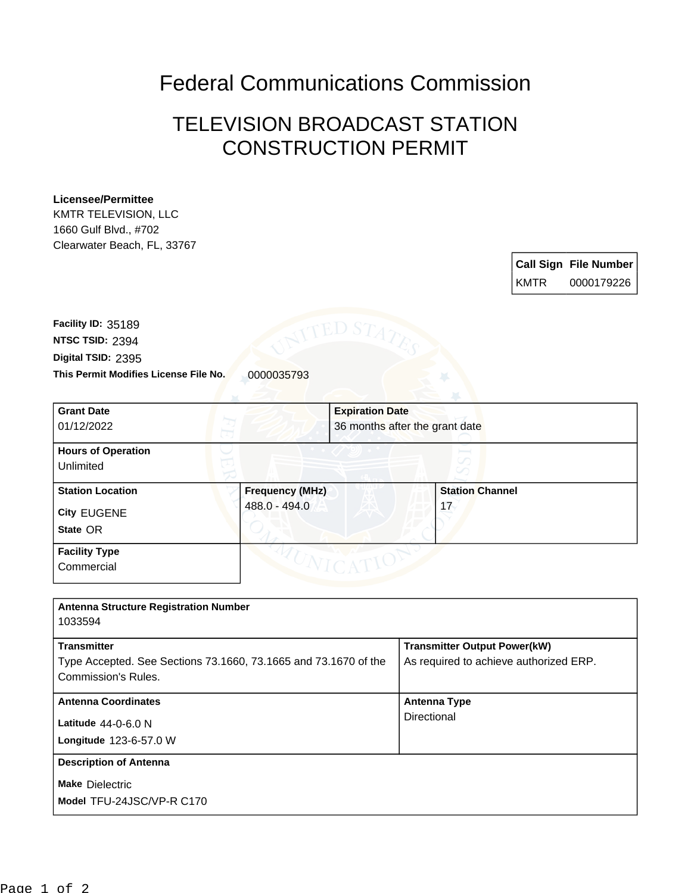# Federal Communications Commission

## TELEVISION BROADCAST STATION CONSTRUCTION PERMIT

**Licensee/Permittee**
KMTR TELEVISION, LLC
1660 Gulf Blvd., #702
Clearwater Beach, FL, 33767

| Call Sign | File Number |
| --- | --- |
| KMTR | 0000179226 |

**Facility ID:** 35189
**NTSC TSID:** 2394
**Digital TSID:** 2395
**This Permit Modifies License File No.** 0000035793

| Grant Date | Expiration Date |
| --- | --- |
| 01/12/2022 | 36 months after the grant date |

**Hours of Operation**
Unlimited

| Station Location | Frequency (MHz) | Station Channel |
| --- | --- | --- |
| City EUGENE<br>State OR | 488.0 - 494.0 | 17 |

**Facility Type**
Commercial

**Antenna Structure Registration Number**
1033594

| Transmitter | Transmitter Output Power(kW) |
| --- | --- |
| Type Accepted. See Sections 73.1660, 73.1665 and 73.1670 of the Commission's Rules. | As required to achieve authorized ERP. |

| Antenna Coordinates | Antenna Type |
| --- | --- |
| Latitude 44-0-6.0 N<br>Longitude 123-6-57.0 W | Directional |

**Description of Antenna**
**Make** Dielectric
**Model** TFU-24JSC/VP-R C170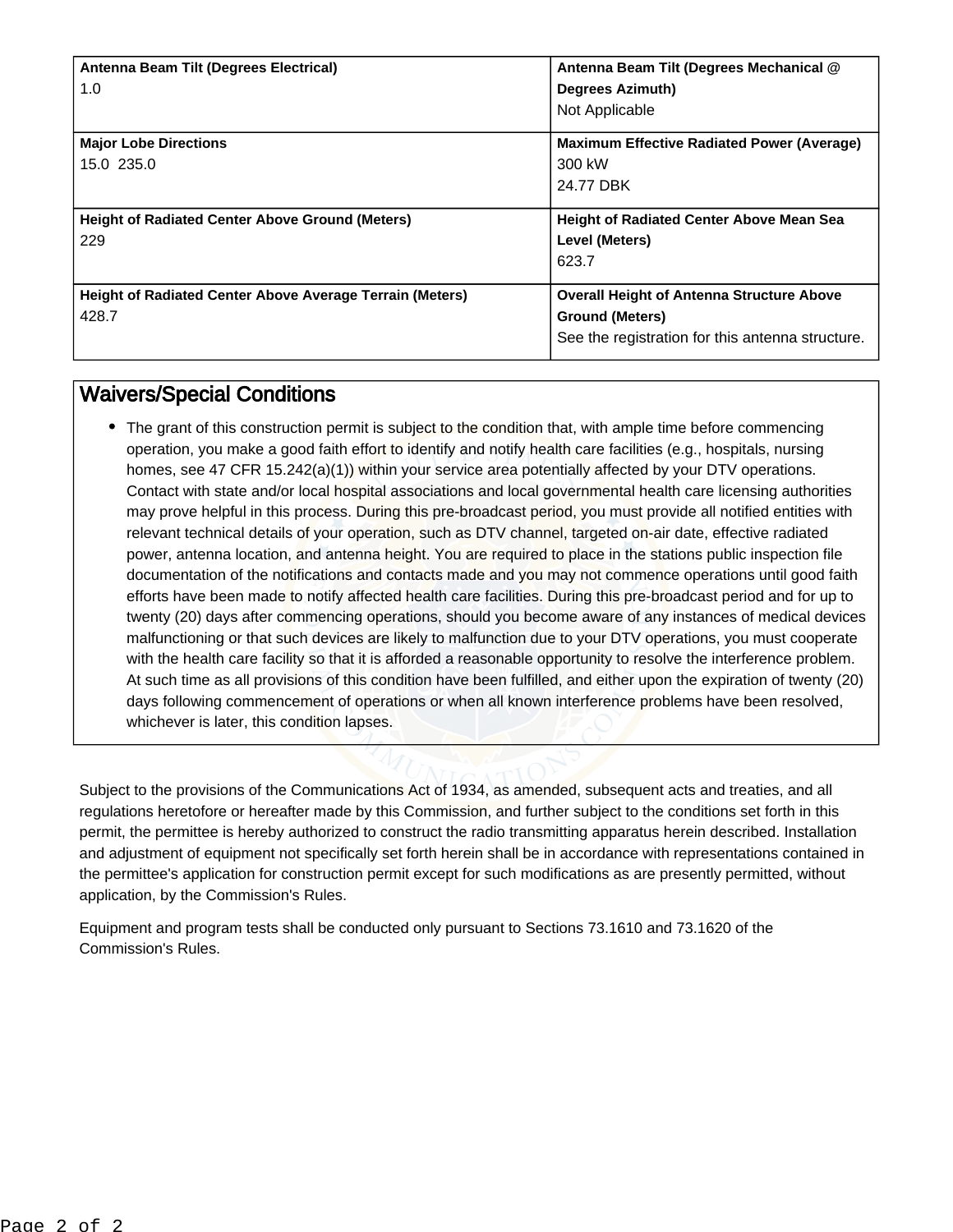| | |
|---|---|
| **Antenna Beam Tilt (Degrees Electrical)**<br>1.0 | **Antenna Beam Tilt (Degrees Mechanical @ Degrees Azimuth)**<br>Not Applicable |
| **Major Lobe Directions**<br>15.0 235.0 | **Maximum Effective Radiated Power (Average)**<br>300 kW<br>24.77 DBK |
| **Height of Radiated Center Above Ground (Meters)**<br>229 | **Height of Radiated Center Above Mean Sea Level (Meters)**<br>623.7 |
| **Height of Radiated Center Above Average Terrain (Meters)**<br>428.7 | **Overall Height of Antenna Structure Above Ground (Meters)**<br>See the registration for this antenna structure. |

## Waivers/Special Conditions

- The grant of this construction permit is subject to the condition that, with ample time before commencing operation, you make a good faith effort to identify and notify health care facilities (e.g., hospitals, nursing homes, see 47 CFR 15.242(a)(1)) within your service area potentially affected by your DTV operations. Contact with state and/or local hospital associations and local governmental health care licensing authorities may prove helpful in this process. During this pre-broadcast period, you must provide all notified entities with relevant technical details of your operation, such as DTV channel, targeted on-air date, effective radiated power, antenna location, and antenna height. You are required to place in the stations public inspection file documentation of the notifications and contacts made and you may not commence operations until good faith efforts have been made to notify affected health care facilities. During this pre-broadcast period and for up to twenty (20) days after commencing operations, should you become aware of any instances of medical devices malfunctioning or that such devices are likely to malfunction due to your DTV operations, you must cooperate with the health care facility so that it is afforded a reasonable opportunity to resolve the interference problem. At such time as all provisions of this condition have been fulfilled, and either upon the expiration of twenty (20) days following commencement of operations or when all known interference problems have been resolved, whichever is later, this condition lapses.

Subject to the provisions of the Communications Act of 1934, as amended, subsequent acts and treaties, and all regulations heretofore or hereafter made by this Commission, and further subject to the conditions set forth in this permit, the permittee is hereby authorized to construct the radio transmitting apparatus herein described. Installation and adjustment of equipment not specifically set forth herein shall be in accordance with representations contained in the permittee's application for construction permit except for such modifications as are presently permitted, without application, by the Commission's Rules.

Equipment and program tests shall be conducted only pursuant to Sections 73.1610 and 73.1620 of the Commission's Rules.